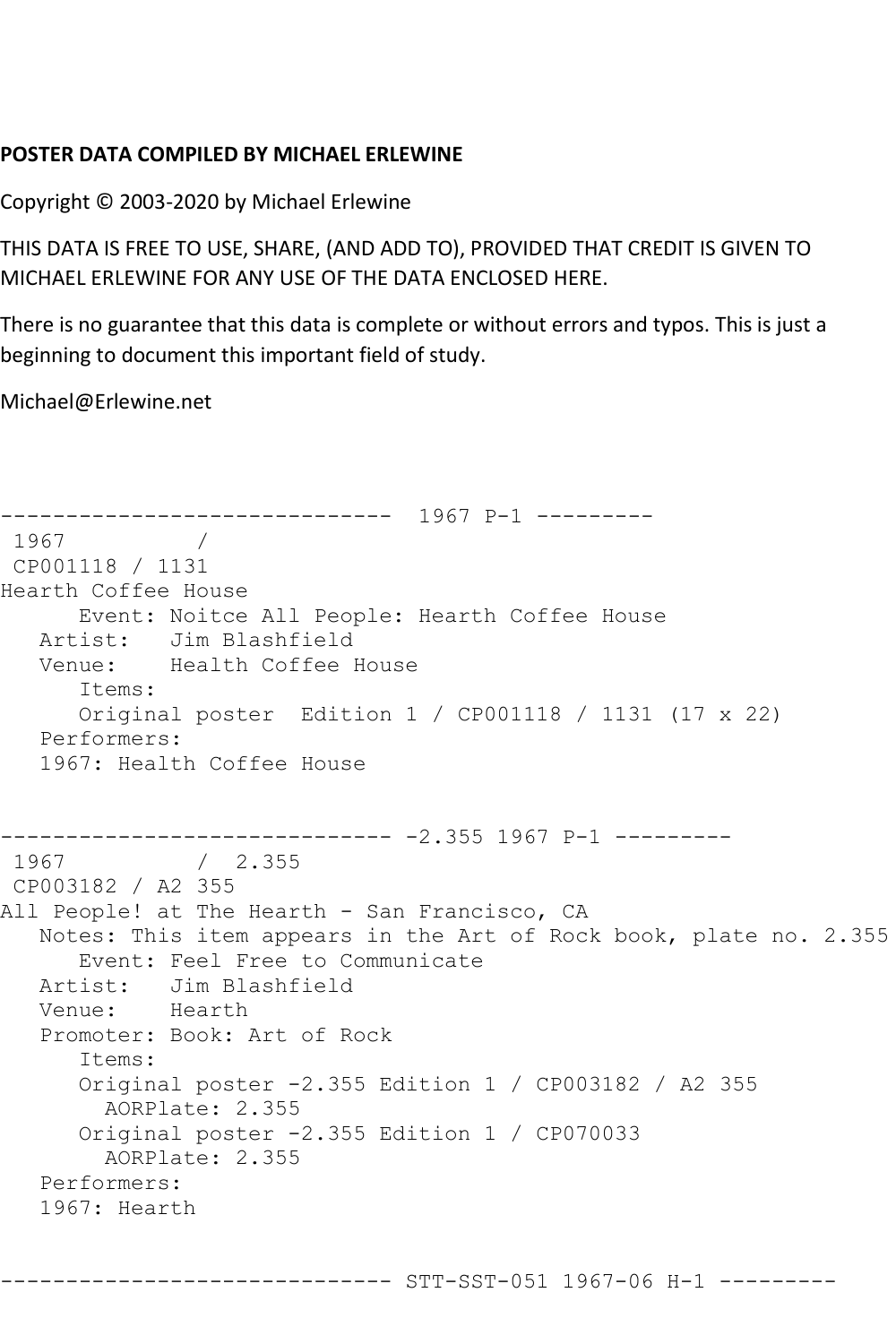**POSTER DATA COMPILED BY MICHAEL ERLEWINE**

Copyright © 2003-2020 by Michael Erlewine

THIS DATA IS FREE TO USE, SHARE, (AND ADD TO), PROVIDED THAT CREDIT IS GIVEN TO MICHAEL ERLEWINE FOR ANY USE OF THE DATA ENCLOSED HERE.

There is no guarantee that this data is complete or without errors and typos. This is just a beginning to document this important field of study.

Michael@Erlewine.net

```
------------------------------  1967 P-1 ---------
 1967          /
 CP001118 / 1131
Hearth Coffee House
      Event: Noitce All People: Hearth Coffee House
   Artist:   Jim Blashfield
   Venue:    Health Coffee House
      Items:
      Original poster  Edition 1 / CP001118 / 1131 (17 x 22)
   Performers:
   1967: Health Coffee House


------------------------------ -2.355 1967 P-1 ---------
 1967          /  2.355
 CP003182 / A2 355
All People! at The Hearth - San Francisco, CA
   Notes: This item appears in the Art of Rock book, plate no. 2.355
      Event: Feel Free to Communicate
   Artist:   Jim Blashfield
   Venue:    Hearth
   Promoter: Book: Art of Rock
      Items:
      Original poster -2.355 Edition 1 / CP003182 / A2 355
        AORPlate: 2.355
      Original poster -2.355 Edition 1 / CP070033
        AORPlate: 2.355
   Performers:
   1967: Hearth


------------------------------ STT-SST-051 1967-06 H-1 ---------
```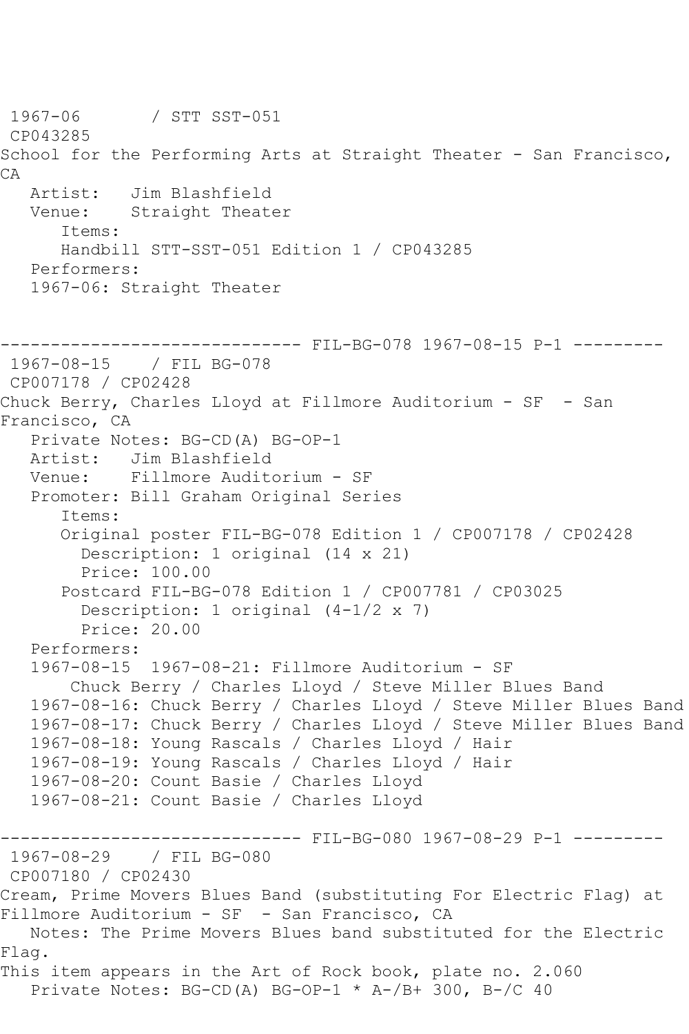1967-06 / STT SST-051
CP043285
School for the Performing Arts at Straight Theater - San Francisco, CA
Artist: Jim Blashfield
Venue: Straight Theater
Items:
Handbill STT-SST-051 Edition 1 / CP043285
Performers:
1967-06: Straight Theater

------------------------------ FIL-BG-078 1967-08-15 P-1 ---------
1967-08-15 / FIL BG-078
CP007178 / CP02428
Chuck Berry, Charles Lloyd at Fillmore Auditorium - SF - San Francisco, CA
Private Notes: BG-CD(A) BG-OP-1
Artist: Jim Blashfield
Venue: Fillmore Auditorium - SF
Promoter: Bill Graham Original Series
Items:
Original poster FIL-BG-078 Edition 1 / CP007178 / CP02428
Description: 1 original (14 x 21)
Price: 100.00
Postcard FIL-BG-078 Edition 1 / CP007781 / CP03025
Description: 1 original (4-1/2 x 7)
Price: 20.00
Performers:
1967-08-15 1967-08-21: Fillmore Auditorium - SF
Chuck Berry / Charles Lloyd / Steve Miller Blues Band
1967-08-16: Chuck Berry / Charles Lloyd / Steve Miller Blues Band
1967-08-17: Chuck Berry / Charles Lloyd / Steve Miller Blues Band
1967-08-18: Young Rascals / Charles Lloyd / Hair
1967-08-19: Young Rascals / Charles Lloyd / Hair
1967-08-20: Count Basie / Charles Lloyd
1967-08-21: Count Basie / Charles Lloyd

------------------------------ FIL-BG-080 1967-08-29 P-1 ---------
1967-08-29 / FIL BG-080
CP007180 / CP02430
Cream, Prime Movers Blues Band (substituting For Electric Flag) at Fillmore Auditorium - SF - San Francisco, CA
Notes: The Prime Movers Blues band substituted for the Electric Flag.
This item appears in the Art of Rock book, plate no. 2.060
Private Notes: BG-CD(A) BG-OP-1 * A-/B+ 300, B-/C 40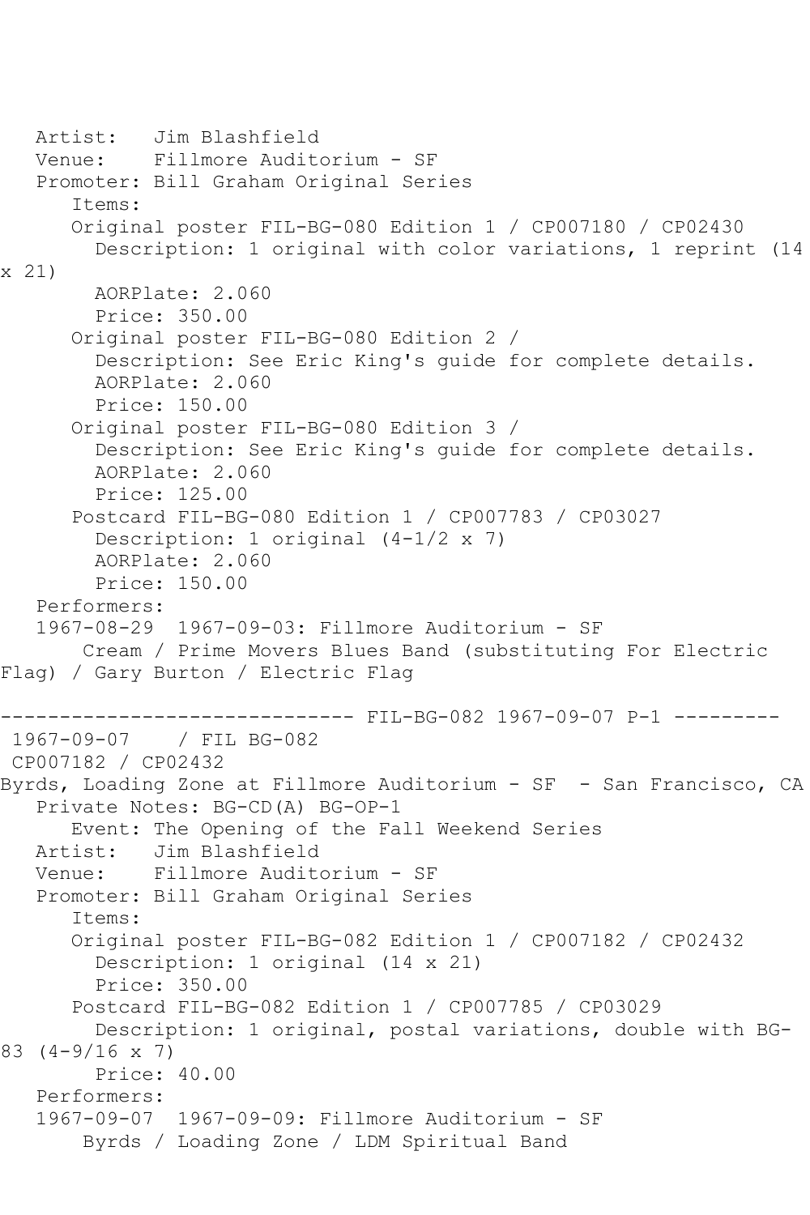Artist: Jim Blashfield
Venue: Fillmore Auditorium - SF
Promoter: Bill Graham Original Series

Items:

Original poster FIL-BG-080 Edition 1 / CP007180 / CP02430
Description: 1 original with color variations, 1 reprint (14 x 21)
AORPlate: 2.060
Price: 350.00

Original poster FIL-BG-080 Edition 2 /
Description: See Eric King's guide for complete details.
AORPlate: 2.060
Price: 150.00

Original poster FIL-BG-080 Edition 3 /
Description: See Eric King's guide for complete details.
AORPlate: 2.060
Price: 125.00

Postcard FIL-BG-080 Edition 1 / CP007783 / CP03027
Description: 1 original (4-1/2 x 7)
AORPlate: 2.060
Price: 150.00

Performers:
1967-08-29 1967-09-03: Fillmore Auditorium - SF
Cream / Prime Movers Blues Band (substituting For Electric Flag) / Gary Burton / Electric Flag

------------------------------ FIL-BG-082 1967-09-07 P-1 ---------

1967-09-07 / FIL BG-082
CP007182 / CP02432
Byrds, Loading Zone at Fillmore Auditorium - SF - San Francisco, CA
Private Notes: BG-CD(A) BG-OP-1
Event: The Opening of the Fall Weekend Series
Artist: Jim Blashfield
Venue: Fillmore Auditorium - SF
Promoter: Bill Graham Original Series

Items:

Original poster FIL-BG-082 Edition 1 / CP007182 / CP02432
Description: 1 original (14 x 21)
Price: 350.00

Postcard FIL-BG-082 Edition 1 / CP007785 / CP03029
Description: 1 original, postal variations, double with BG-83 (4-9/16 x 7)
Price: 40.00

Performers:
1967-09-07 1967-09-09: Fillmore Auditorium - SF
Byrds / Loading Zone / LDM Spiritual Band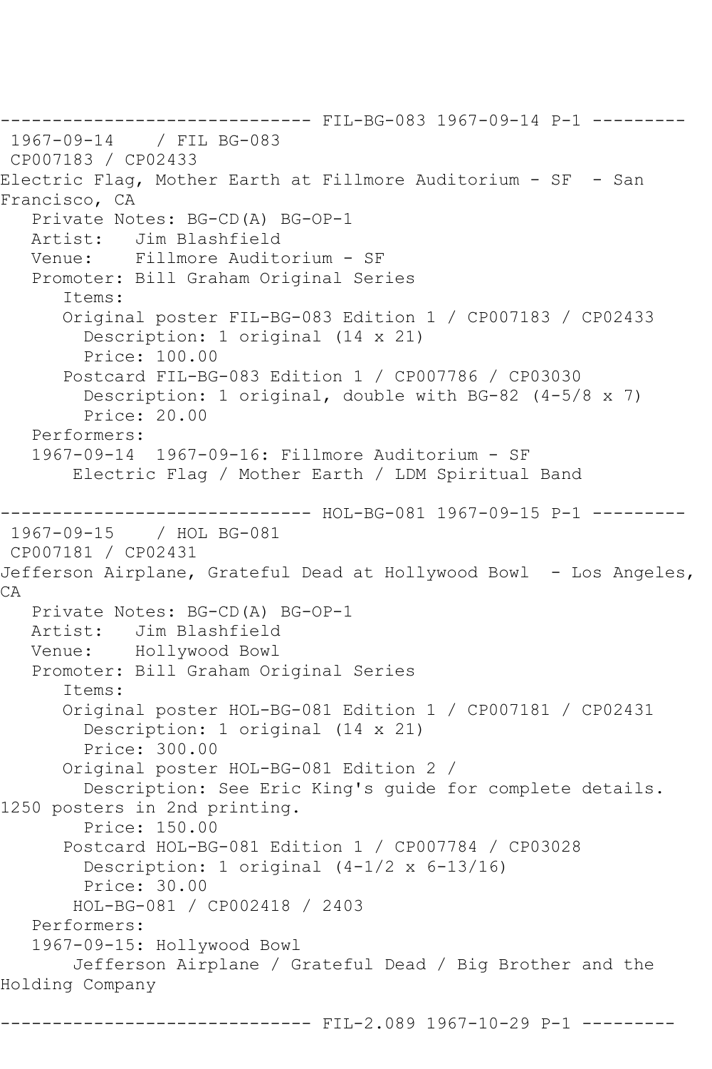------------------------------ FIL-BG-083 1967-09-14 P-1 ---------

1967-09-14 / FIL BG-083
CP007183 / CP02433
Electric Flag, Mother Earth at Fillmore Auditorium - SF - San Francisco, CA

Private Notes: BG-CD(A) BG-OP-1
Artist: Jim Blashfield
Venue: Fillmore Auditorium - SF
Promoter: Bill Graham Original Series

Items:

Original poster FIL-BG-083 Edition 1 / CP007183 / CP02433
Description: 1 original (14 x 21)
Price: 100.00

Postcard FIL-BG-083 Edition 1 / CP007786 / CP03030
Description: 1 original, double with BG-82 (4-5/8 x 7)
Price: 20.00

Performers:
1967-09-14 1967-09-16: Fillmore Auditorium - SF
Electric Flag / Mother Earth / LDM Spiritual Band

------------------------------ HOL-BG-081 1967-09-15 P-1 ---------

1967-09-15 / HOL BG-081
CP007181 / CP02431
Jefferson Airplane, Grateful Dead at Hollywood Bowl - Los Angeles, CA

Private Notes: BG-CD(A) BG-OP-1
Artist: Jim Blashfield
Venue: Hollywood Bowl
Promoter: Bill Graham Original Series

Items:

Original poster HOL-BG-081 Edition 1 / CP007181 / CP02431
Description: 1 original (14 x 21)
Price: 300.00

Original poster HOL-BG-081 Edition 2 /
Description: See Eric King's guide for complete details. 1250 posters in 2nd printing.
Price: 150.00

Postcard HOL-BG-081 Edition 1 / CP007784 / CP03028
Description: 1 original (4-1/2 x 6-13/16)
Price: 30.00

HOL-BG-081 / CP002418 / 2403

Performers:
1967-09-15: Hollywood Bowl
Jefferson Airplane / Grateful Dead / Big Brother and the Holding Company

------------------------------ FIL-2.089 1967-10-29 P-1 ---------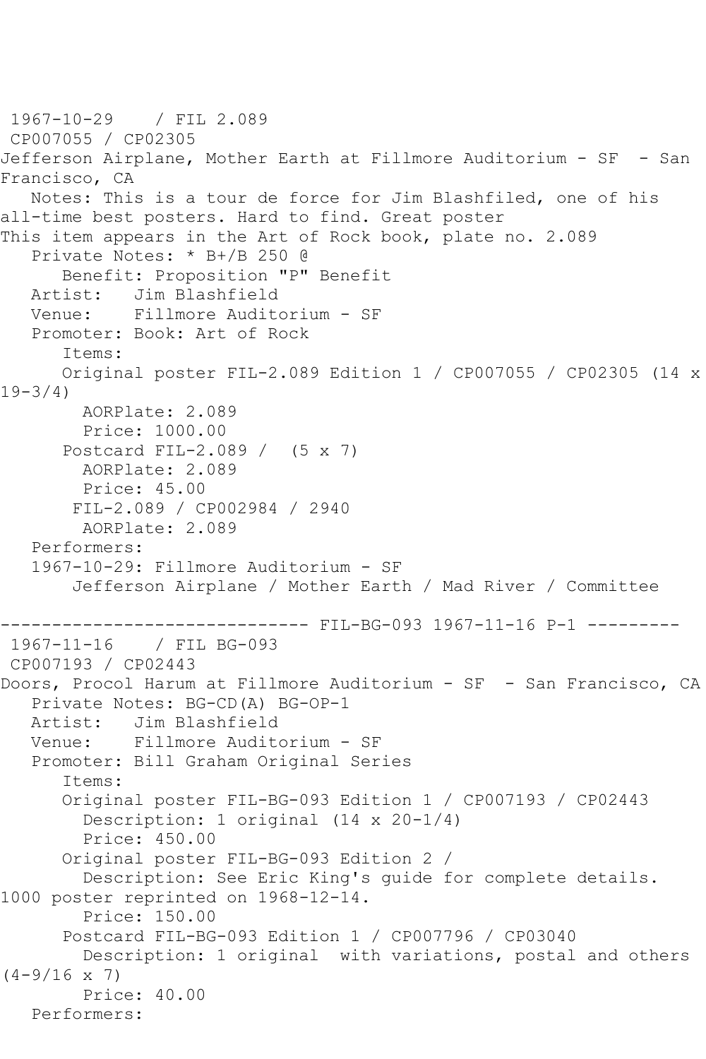1967-10-29    / FIL 2.089
CP007055 / CP02305
Jefferson Airplane, Mother Earth at Fillmore Auditorium - SF  - San Francisco, CA
   Notes: This is a tour de force for Jim Blashfiled, one of his all-time best posters. Hard to find. Great poster
This item appears in the Art of Rock book, plate no. 2.089
   Private Notes: * B+/B 250 @
      Benefit: Proposition "P" Benefit
   Artist:   Jim Blashfield
   Venue:    Fillmore Auditorium - SF
   Promoter: Book: Art of Rock
      Items:
      Original poster FIL-2.089 Edition 1 / CP007055 / CP02305 (14 x 19-3/4)
        AORPlate: 2.089
        Price: 1000.00
      Postcard FIL-2.089 /  (5 x 7)
        AORPlate: 2.089
        Price: 45.00
       FIL-2.089 / CP002984 / 2940
        AORPlate: 2.089
   Performers:
   1967-10-29: Fillmore Auditorium - SF
       Jefferson Airplane / Mother Earth / Mad River / Committee

------------------------------ FIL-BG-093 1967-11-16 P-1 ---------
1967-11-16    / FIL BG-093
CP007193 / CP02443
Doors, Procol Harum at Fillmore Auditorium - SF  - San Francisco, CA
   Private Notes: BG-CD(A) BG-OP-1
   Artist:   Jim Blashfield
   Venue:    Fillmore Auditorium - SF
   Promoter: Bill Graham Original Series
      Items:
      Original poster FIL-BG-093 Edition 1 / CP007193 / CP02443
        Description: 1 original (14 x 20-1/4)
        Price: 450.00
      Original poster FIL-BG-093 Edition 2 /
        Description: See Eric King's guide for complete details. 1000 poster reprinted on 1968-12-14.
        Price: 150.00
      Postcard FIL-BG-093 Edition 1 / CP007796 / CP03040
        Description: 1 original  with variations, postal and others (4-9/16 x 7)
        Price: 40.00
   Performers: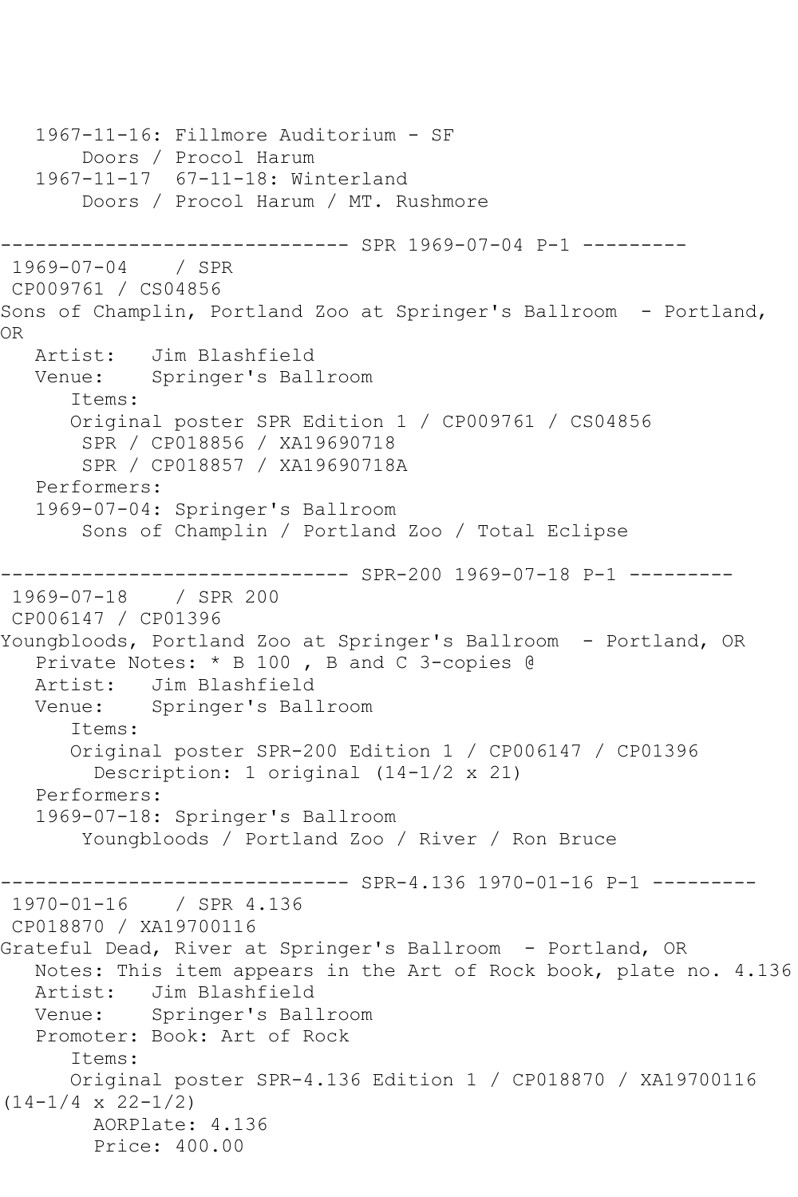```
   1967-11-16: Fillmore Auditorium - SF
       Doors / Procol Harum
   1967-11-17  67-11-18: Winterland
       Doors / Procol Harum / MT. Rushmore

------------------------------ SPR 1969-07-04 P-1 ---------
 1969-07-04    / SPR
 CP009761 / CS04856
Sons of Champlin, Portland Zoo at Springer's Ballroom  - Portland,
OR
   Artist:   Jim Blashfield
   Venue:    Springer's Ballroom
      Items:
      Original poster SPR Edition 1 / CP009761 / CS04856
       SPR / CP018856 / XA19690718
       SPR / CP018857 / XA19690718A
   Performers:
   1969-07-04: Springer's Ballroom
       Sons of Champlin / Portland Zoo / Total Eclipse

------------------------------ SPR-200 1969-07-18 P-1 ---------
 1969-07-18    / SPR 200
 CP006147 / CP01396
Youngbloods, Portland Zoo at Springer's Ballroom  - Portland, OR
   Private Notes: * B 100 , B and C 3-copies @
   Artist:   Jim Blashfield
   Venue:    Springer's Ballroom
      Items:
      Original poster SPR-200 Edition 1 / CP006147 / CP01396
        Description: 1 original (14-1/2 x 21)
   Performers:
   1969-07-18: Springer's Ballroom
       Youngbloods / Portland Zoo / River / Ron Bruce

------------------------------ SPR-4.136 1970-01-16 P-1 ---------
 1970-01-16    / SPR 4.136
 CP018870 / XA19700116
Grateful Dead, River at Springer's Ballroom  - Portland, OR
   Notes: This item appears in the Art of Rock book, plate no. 4.136
   Artist:   Jim Blashfield
   Venue:    Springer's Ballroom
   Promoter: Book: Art of Rock
      Items:
      Original poster SPR-4.136 Edition 1 / CP018870 / XA19700116
(14-1/4 x 22-1/2)
        AORPlate: 4.136
        Price: 400.00
```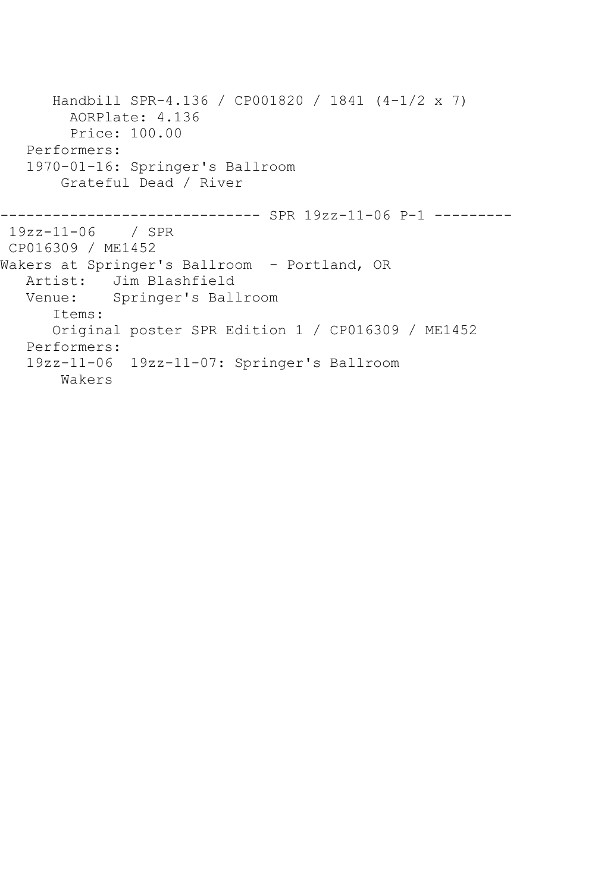Handbill SPR-4.136 / CP001820 / 1841 (4-1/2 x 7)
AORPlate: 4.136
Price: 100.00
Performers:
1970-01-16: Springer's Ballroom
Grateful Dead / River

------------------------------ SPR 19zz-11-06 P-1 ---------
19zz-11-06 / SPR
CP016309 / ME1452
Wakers at Springer's Ballroom - Portland, OR
Artist: Jim Blashfield
Venue: Springer's Ballroom
Items:
Original poster SPR Edition 1 / CP016309 / ME1452
Performers:
19zz-11-06 19zz-11-07: Springer's Ballroom
Wakers